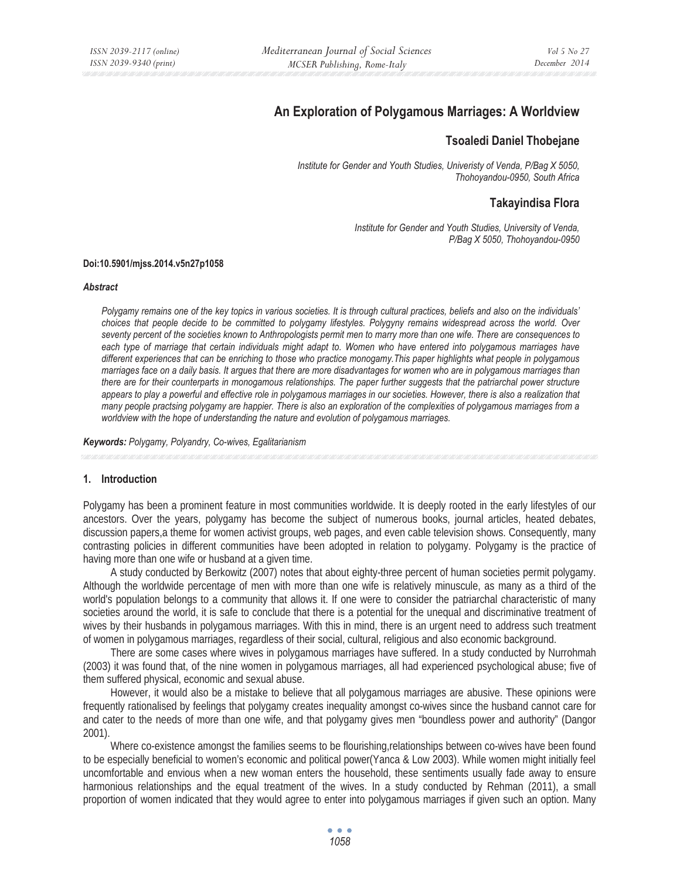# An Exploration of Polygamous Marriages: A Worldview

## Tsoaledi Daniel Thobejane

*Institute for Gender and Youth Studies, Univeristy of Venda, P/Bag X 5050, Thohoyandou-0950, South Africa*

## Takayindisa Flora

*Institute for Gender and Youth Studies, University of Venda, P/Bag X 5050, Thohoyandou-0950*

**Doi:10.5901/mjss.2014.v5n27p1058**

***Abstract***

*Polygamy remains one of the key topics in various societies. It is through cultural practices, beliefs and also on the individuals' choices that people decide to be committed to polygamy lifestyles. Polygyny remains widespread across the world. Over seventy percent of the societies known to Anthropologists permit men to marry more than one wife. There are consequences to each type of marriage that certain individuals might adapt to. Women who have entered into polygamous marriages have different experiences that can be enriching to those who practice monogamy.This paper highlights what people in polygamous marriages face on a daily basis. It argues that there are more disadvantages for women who are in polygamous marriages than there are for their counterparts in monogamous relationships. The paper further suggests that the patriarchal power structure appears to play a powerful and effective role in polygamous marriages in our societies. However, there is also a realization that many people practsing polygamy are happier. There is also an exploration of the complexities of polygamous marriages from a worldview with the hope of understanding the nature and evolution of polygamous marriages.*

***Keywords:*** *Polygamy, Polyandry, Co-wives, Egalitarianism*

## 1. Introduction

Polygamy has been a prominent feature in most communities worldwide. It is deeply rooted in the early lifestyles of our ancestors. Over the years, polygamy has become the subject of numerous books, journal articles, heated debates, discussion papers,a theme for women activist groups, web pages, and even cable television shows. Consequently, many contrasting policies in different communities have been adopted in relation to polygamy. Polygamy is the practice of having more than one wife or husband at a given time.

A study conducted by Berkowitz (2007) notes that about eighty-three percent of human societies permit polygamy. Although the worldwide percentage of men with more than one wife is relatively minuscule, as many as a third of the world's population belongs to a community that allows it. If one were to consider the patriarchal characteristic of many societies around the world, it is safe to conclude that there is a potential for the unequal and discriminative treatment of wives by their husbands in polygamous marriages. With this in mind, there is an urgent need to address such treatment of women in polygamous marriages, regardless of their social, cultural, religious and also economic background.

There are some cases where wives in polygamous marriages have suffered. In a study conducted by Nurrohmah (2003) it was found that, of the nine women in polygamous marriages, all had experienced psychological abuse; five of them suffered physical, economic and sexual abuse.

However, it would also be a mistake to believe that all polygamous marriages are abusive. These opinions were frequently rationalised by feelings that polygamy creates inequality amongst co-wives since the husband cannot care for and cater to the needs of more than one wife, and that polygamy gives men "boundless power and authority" (Dangor 2001).

Where co-existence amongst the families seems to be flourishing,relationships between co-wives have been found to be especially beneficial to women's economic and political power(Yanca & Low 2003). While women might initially feel uncomfortable and envious when a new woman enters the household, these sentiments usually fade away to ensure harmonious relationships and the equal treatment of the wives. In a study conducted by Rehman (2011), a small proportion of women indicated that they would agree to enter into polygamous marriages if given such an option. Many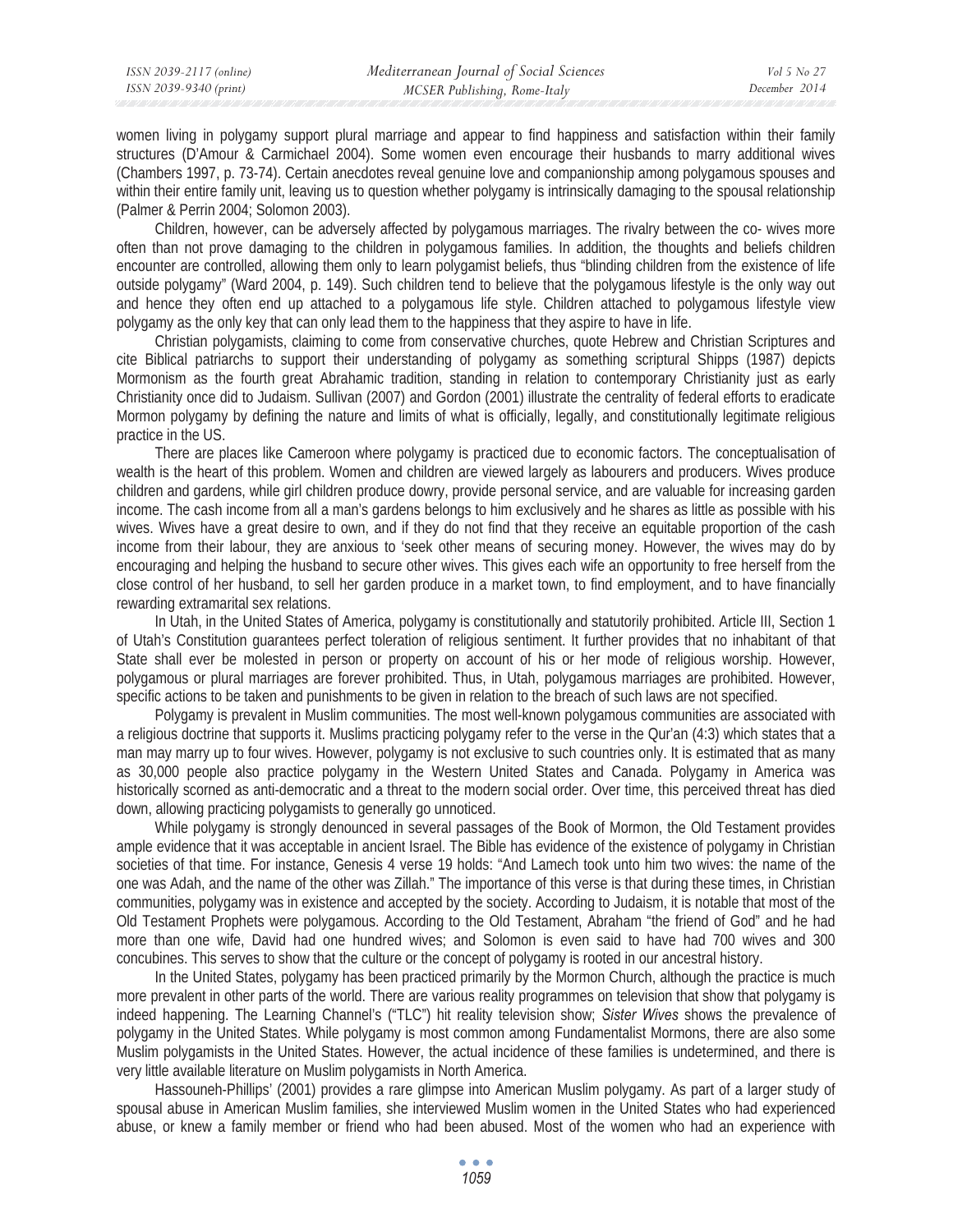women living in polygamy support plural marriage and appear to find happiness and satisfaction within their family structures (D'Amour & Carmichael 2004). Some women even encourage their husbands to marry additional wives (Chambers 1997, p. 73-74). Certain anecdotes reveal genuine love and companionship among polygamous spouses and within their entire family unit, leaving us to question whether polygamy is intrinsically damaging to the spousal relationship (Palmer & Perrin 2004; Solomon 2003).

Children, however, can be adversely affected by polygamous marriages. The rivalry between the co- wives more often than not prove damaging to the children in polygamous families. In addition, the thoughts and beliefs children encounter are controlled, allowing them only to learn polygamist beliefs, thus "blinding children from the existence of life outside polygamy" (Ward 2004, p. 149). Such children tend to believe that the polygamous lifestyle is the only way out and hence they often end up attached to a polygamous life style. Children attached to polygamous lifestyle view polygamy as the only key that can only lead them to the happiness that they aspire to have in life.

Christian polygamists, claiming to come from conservative churches, quote Hebrew and Christian Scriptures and cite Biblical patriarchs to support their understanding of polygamy as something scriptural Shipps (1987) depicts Mormonism as the fourth great Abrahamic tradition, standing in relation to contemporary Christianity just as early Christianity once did to Judaism. Sullivan (2007) and Gordon (2001) illustrate the centrality of federal efforts to eradicate Mormon polygamy by defining the nature and limits of what is officially, legally, and constitutionally legitimate religious practice in the US.

There are places like Cameroon where polygamy is practiced due to economic factors. The conceptualisation of wealth is the heart of this problem. Women and children are viewed largely as labourers and producers. Wives produce children and gardens, while girl children produce dowry, provide personal service, and are valuable for increasing garden income. The cash income from all a man's gardens belongs to him exclusively and he shares as little as possible with his wives. Wives have a great desire to own, and if they do not find that they receive an equitable proportion of the cash income from their labour, they are anxious to 'seek other means of securing money. However, the wives may do by encouraging and helping the husband to secure other wives. This gives each wife an opportunity to free herself from the close control of her husband, to sell her garden produce in a market town, to find employment, and to have financially rewarding extramarital sex relations.

In Utah, in the United States of America, polygamy is constitutionally and statutorily prohibited. Article III, Section 1 of Utah's Constitution guarantees perfect toleration of religious sentiment. It further provides that no inhabitant of that State shall ever be molested in person or property on account of his or her mode of religious worship. However, polygamous or plural marriages are forever prohibited. Thus, in Utah, polygamous marriages are prohibited. However, specific actions to be taken and punishments to be given in relation to the breach of such laws are not specified.

Polygamy is prevalent in Muslim communities. The most well-known polygamous communities are associated with a religious doctrine that supports it. Muslims practicing polygamy refer to the verse in the Qur'an (4:3) which states that a man may marry up to four wives. However, polygamy is not exclusive to such countries only. It is estimated that as many as 30,000 people also practice polygamy in the Western United States and Canada. Polygamy in America was historically scorned as anti-democratic and a threat to the modern social order. Over time, this perceived threat has died down, allowing practicing polygamists to generally go unnoticed.

While polygamy is strongly denounced in several passages of the Book of Mormon, the Old Testament provides ample evidence that it was acceptable in ancient Israel. The Bible has evidence of the existence of polygamy in Christian societies of that time. For instance, Genesis 4 verse 19 holds: "And Lamech took unto him two wives: the name of the one was Adah, and the name of the other was Zillah." The importance of this verse is that during these times, in Christian communities, polygamy was in existence and accepted by the society. According to Judaism, it is notable that most of the Old Testament Prophets were polygamous. According to the Old Testament, Abraham "the friend of God" and he had more than one wife, David had one hundred wives; and Solomon is even said to have had 700 wives and 300 concubines. This serves to show that the culture or the concept of polygamy is rooted in our ancestral history.

In the United States, polygamy has been practiced primarily by the Mormon Church, although the practice is much more prevalent in other parts of the world. There are various reality programmes on television that show that polygamy is indeed happening. The Learning Channel's ("TLC") hit reality television show; *Sister Wives* shows the prevalence of polygamy in the United States. While polygamy is most common among Fundamentalist Mormons, there are also some Muslim polygamists in the United States. However, the actual incidence of these families is undetermined, and there is very little available literature on Muslim polygamists in North America.

Hassouneh-Phillips' (2001) provides a rare glimpse into American Muslim polygamy. As part of a larger study of spousal abuse in American Muslim families, she interviewed Muslim women in the United States who had experienced abuse, or knew a family member or friend who had been abused. Most of the women who had an experience with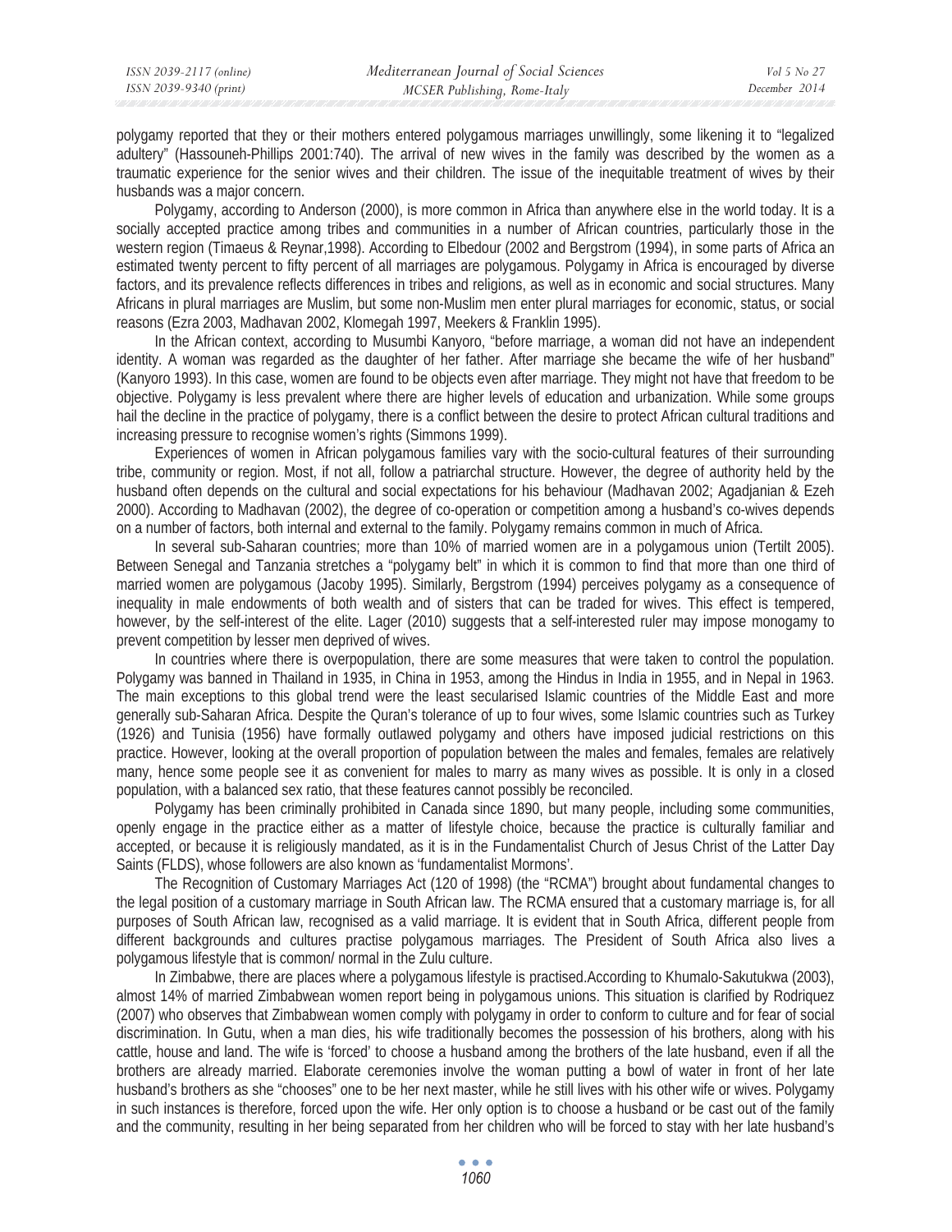polygamy reported that they or their mothers entered polygamous marriages unwillingly, some likening it to "legalized adultery" (Hassouneh-Phillips 2001:740). The arrival of new wives in the family was described by the women as a traumatic experience for the senior wives and their children. The issue of the inequitable treatment of wives by their husbands was a major concern.

Polygamy, according to Anderson (2000), is more common in Africa than anywhere else in the world today. It is a socially accepted practice among tribes and communities in a number of African countries, particularly those in the western region (Timaeus & Reynar,1998). According to Elbedour (2002 and Bergstrom (1994), in some parts of Africa an estimated twenty percent to fifty percent of all marriages are polygamous. Polygamy in Africa is encouraged by diverse factors, and its prevalence reflects differences in tribes and religions, as well as in economic and social structures. Many Africans in plural marriages are Muslim, but some non-Muslim men enter plural marriages for economic, status, or social reasons (Ezra 2003, Madhavan 2002, Klomegah 1997, Meekers & Franklin 1995).

In the African context, according to Musumbi Kanyoro, "before marriage, a woman did not have an independent identity. A woman was regarded as the daughter of her father. After marriage she became the wife of her husband" (Kanyoro 1993). In this case, women are found to be objects even after marriage. They might not have that freedom to be objective. Polygamy is less prevalent where there are higher levels of education and urbanization. While some groups hail the decline in the practice of polygamy, there is a conflict between the desire to protect African cultural traditions and increasing pressure to recognise women's rights (Simmons 1999).

Experiences of women in African polygamous families vary with the socio-cultural features of their surrounding tribe, community or region. Most, if not all, follow a patriarchal structure. However, the degree of authority held by the husband often depends on the cultural and social expectations for his behaviour (Madhavan 2002; Agadjanian & Ezeh 2000). According to Madhavan (2002), the degree of co-operation or competition among a husband's co-wives depends on a number of factors, both internal and external to the family. Polygamy remains common in much of Africa.

In several sub-Saharan countries; more than 10% of married women are in a polygamous union (Tertilt 2005). Between Senegal and Tanzania stretches a "polygamy belt" in which it is common to find that more than one third of married women are polygamous (Jacoby 1995). Similarly, Bergstrom (1994) perceives polygamy as a consequence of inequality in male endowments of both wealth and of sisters that can be traded for wives. This effect is tempered, however, by the self-interest of the elite. Lager (2010) suggests that a self-interested ruler may impose monogamy to prevent competition by lesser men deprived of wives.

In countries where there is overpopulation, there are some measures that were taken to control the population. Polygamy was banned in Thailand in 1935, in China in 1953, among the Hindus in India in 1955, and in Nepal in 1963. The main exceptions to this global trend were the least secularised Islamic countries of the Middle East and more generally sub-Saharan Africa. Despite the Quran's tolerance of up to four wives, some Islamic countries such as Turkey (1926) and Tunisia (1956) have formally outlawed polygamy and others have imposed judicial restrictions on this practice. However, looking at the overall proportion of population between the males and females, females are relatively many, hence some people see it as convenient for males to marry as many wives as possible. It is only in a closed population, with a balanced sex ratio, that these features cannot possibly be reconciled.

Polygamy has been criminally prohibited in Canada since 1890, but many people, including some communities, openly engage in the practice either as a matter of lifestyle choice, because the practice is culturally familiar and accepted, or because it is religiously mandated, as it is in the Fundamentalist Church of Jesus Christ of the Latter Day Saints (FLDS), whose followers are also known as 'fundamentalist Mormons'.

The Recognition of Customary Marriages Act (120 of 1998) (the "RCMA") brought about fundamental changes to the legal position of a customary marriage in South African law. The RCMA ensured that a customary marriage is, for all purposes of South African law, recognised as a valid marriage. It is evident that in South Africa, different people from different backgrounds and cultures practise polygamous marriages. The President of South Africa also lives a polygamous lifestyle that is common/ normal in the Zulu culture.

In Zimbabwe, there are places where a polygamous lifestyle is practised.According to Khumalo-Sakutukwa (2003), almost 14% of married Zimbabwean women report being in polygamous unions. This situation is clarified by Rodriquez (2007) who observes that Zimbabwean women comply with polygamy in order to conform to culture and for fear of social discrimination. In Gutu, when a man dies, his wife traditionally becomes the possession of his brothers, along with his cattle, house and land. The wife is 'forced' to choose a husband among the brothers of the late husband, even if all the brothers are already married. Elaborate ceremonies involve the woman putting a bowl of water in front of her late husband's brothers as she "chooses" one to be her next master, while he still lives with his other wife or wives. Polygamy in such instances is therefore, forced upon the wife. Her only option is to choose a husband or be cast out of the family and the community, resulting in her being separated from her children who will be forced to stay with her late husband's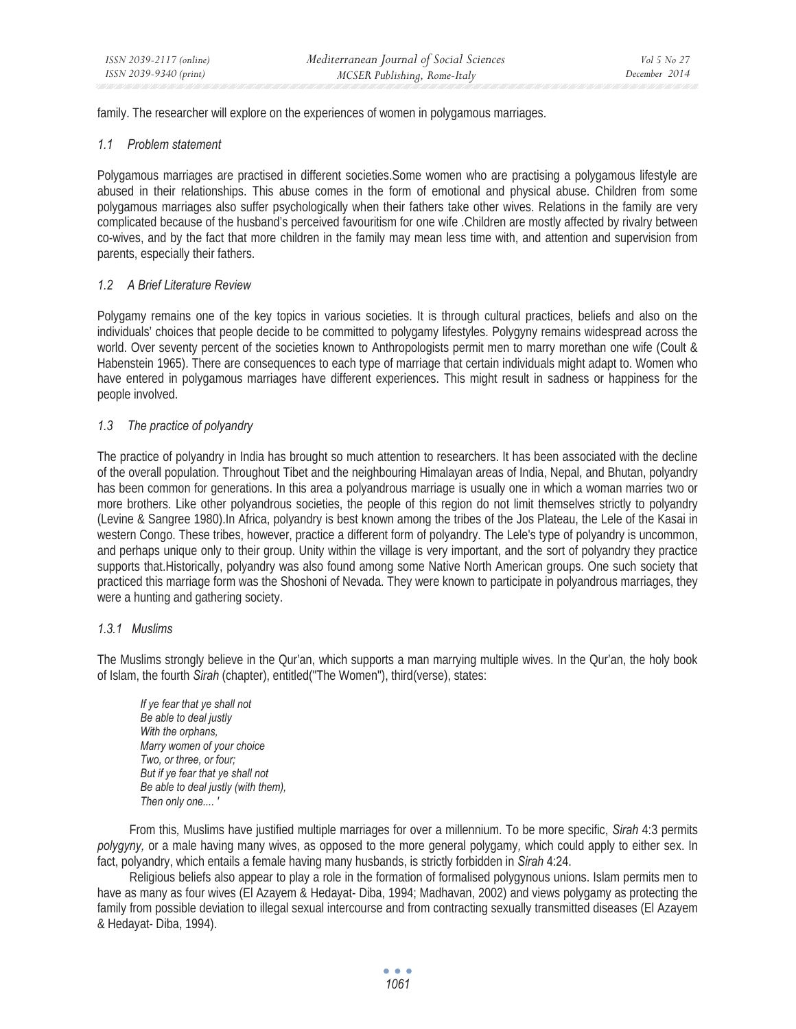family. The researcher will explore on the experiences of women in polygamous marriages.

### *1.1 Problem statement*

Polygamous marriages are practised in different societies.Some women who are practising a polygamous lifestyle are abused in their relationships. This abuse comes in the form of emotional and physical abuse. Children from some polygamous marriages also suffer psychologically when their fathers take other wives. Relations in the family are very complicated because of the husband's perceived favouritism for one wife .Children are mostly affected by rivalry between co-wives, and by the fact that more children in the family may mean less time with, and attention and supervision from parents, especially their fathers.

### *1.2 A Brief Literature Review*

Polygamy remains one of the key topics in various societies. It is through cultural practices, beliefs and also on the individuals' choices that people decide to be committed to polygamy lifestyles. Polygyny remains widespread across the world. Over seventy percent of the societies known to Anthropologists permit men to marry morethan one wife (Coult & Habenstein 1965). There are consequences to each type of marriage that certain individuals might adapt to. Women who have entered in polygamous marriages have different experiences. This might result in sadness or happiness for the people involved.

### *1.3 The practice of polyandry*

The practice of polyandry in India has brought so much attention to researchers. It has been associated with the decline of the overall population. Throughout Tibet and the neighbouring Himalayan areas of India, Nepal, and Bhutan, polyandry has been common for generations. In this area a polyandrous marriage is usually one in which a woman marries two or more brothers. Like other polyandrous societies, the people of this region do not limit themselves strictly to polyandry (Levine & Sangree 1980).In Africa, polyandry is best known among the tribes of the Jos Plateau, the Lele of the Kasai in western Congo. These tribes, however, practice a different form of polyandry. The Lele's type of polyandry is uncommon, and perhaps unique only to their group. Unity within the village is very important, and the sort of polyandry they practice supports that.Historically, polyandry was also found among some Native North American groups. One such society that practiced this marriage form was the Shoshoni of Nevada. They were known to participate in polyandrous marriages, they were a hunting and gathering society.

#### *1.3.1 Muslims*

The Muslims strongly believe in the Qur'an, which supports a man marrying multiple wives. In the Qur'an, the holy book of Islam, the fourth *Sirah* (chapter), entitled("The Women"), third(verse), states:

> *If ye fear that ye shall not*
> *Be able to deal justly*
> *With the orphans,*
> *Marry women of your choice*
> *Two, or three, or four;*
> *But if ye fear that ye shall not*
> *Be able to deal justly (with them),*
> *Then only one.... '*

From this*,* Muslims have justified multiple marriages for over a millennium. To be more specific, *Sirah* 4:3 permits *polygyny,* or a male having many wives, as opposed to the more general polygamy*,* which could apply to either sex. In fact, polyandry, which entails a female having many husbands, is strictly forbidden in *Sirah* 4:24.

Religious beliefs also appear to play a role in the formation of formalised polygynous unions. Islam permits men to have as many as four wives (El Azayem & Hedayat- Diba, 1994; Madhavan, 2002) and views polygamy as protecting the family from possible deviation to illegal sexual intercourse and from contracting sexually transmitted diseases (El Azayem & Hedayat- Diba, 1994).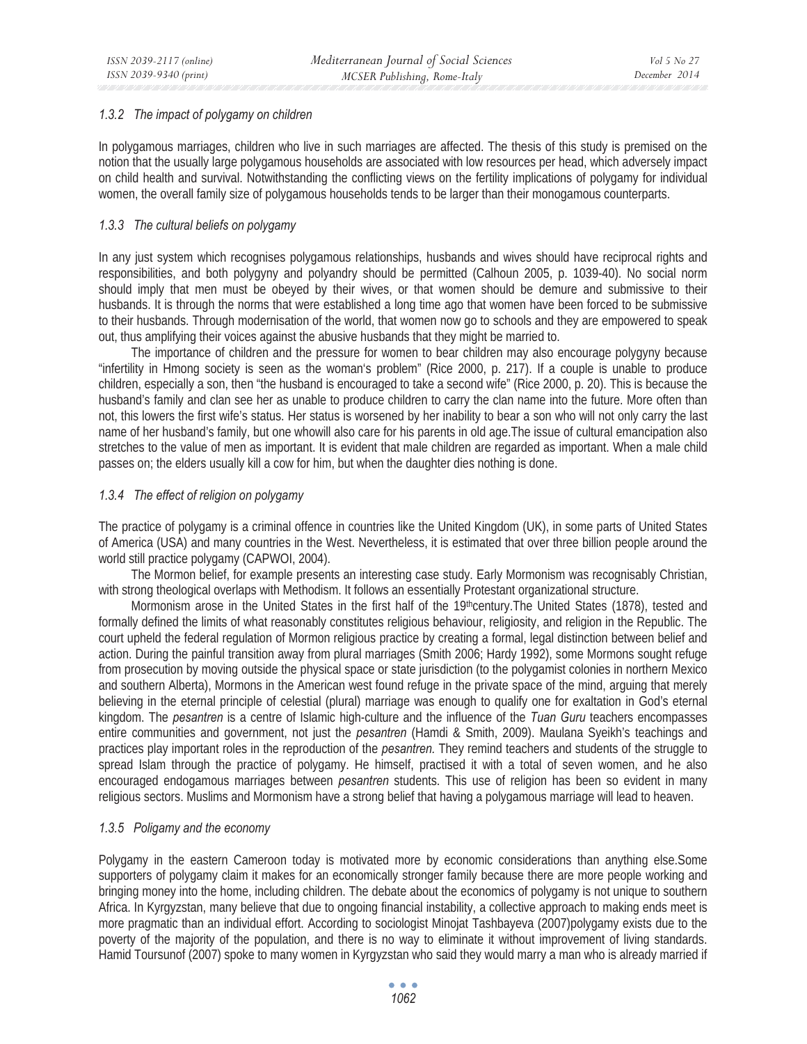### *1.3.2 The impact of polygamy on children*

In polygamous marriages, children who live in such marriages are affected. The thesis of this study is premised on the notion that the usually large polygamous households are associated with low resources per head, which adversely impact on child health and survival. Notwithstanding the conflicting views on the fertility implications of polygamy for individual women, the overall family size of polygamous households tends to be larger than their monogamous counterparts.

### *1.3.3 The cultural beliefs on polygamy*

In any just system which recognises polygamous relationships, husbands and wives should have reciprocal rights and responsibilities, and both polygyny and polyandry should be permitted (Calhoun 2005, p. 1039-40). No social norm should imply that men must be obeyed by their wives, or that women should be demure and submissive to their husbands. It is through the norms that were established a long time ago that women have been forced to be submissive to their husbands. Through modernisation of the world, that women now go to schools and they are empowered to speak out, thus amplifying their voices against the abusive husbands that they might be married to.

The importance of children and the pressure for women to bear children may also encourage polygyny because "infertility in Hmong society is seen as the woman's problem" (Rice 2000, p. 217). If a couple is unable to produce children, especially a son, then "the husband is encouraged to take a second wife" (Rice 2000, p. 20). This is because the husband's family and clan see her as unable to produce children to carry the clan name into the future. More often than not, this lowers the first wife's status. Her status is worsened by her inability to bear a son who will not only carry the last name of her husband's family, but one whowill also care for his parents in old age.The issue of cultural emancipation also stretches to the value of men as important. It is evident that male children are regarded as important. When a male child passes on; the elders usually kill a cow for him, but when the daughter dies nothing is done.

### *1.3.4 The effect of religion on polygamy*

The practice of polygamy is a criminal offence in countries like the United Kingdom (UK), in some parts of United States of America (USA) and many countries in the West. Nevertheless, it is estimated that over three billion people around the world still practice polygamy (CAPWOI, 2004).

The Mormon belief, for example presents an interesting case study. Early Mormonism was recognisably Christian, with strong theological overlaps with Methodism. It follows an essentially Protestant organizational structure.

Mormonism arose in the United States in the first half of the 19thcentury.The United States (1878), tested and formally defined the limits of what reasonably constitutes religious behaviour, religiosity, and religion in the Republic. The court upheld the federal regulation of Mormon religious practice by creating a formal, legal distinction between belief and action. During the painful transition away from plural marriages (Smith 2006; Hardy 1992), some Mormons sought refuge from prosecution by moving outside the physical space or state jurisdiction (to the polygamist colonies in northern Mexico and southern Alberta), Mormons in the American west found refuge in the private space of the mind, arguing that merely believing in the eternal principle of celestial (plural) marriage was enough to qualify one for exaltation in God's eternal kingdom. The *pesantren* is a centre of Islamic high-culture and the influence of the *Tuan Guru* teachers encompasses entire communities and government, not just the *pesantren* (Hamdi & Smith, 2009). Maulana Syeikh's teachings and practices play important roles in the reproduction of the *pesantren.* They remind teachers and students of the struggle to spread Islam through the practice of polygamy. He himself, practised it with a total of seven women, and he also encouraged endogamous marriages between *pesantren* students. This use of religion has been so evident in many religious sectors. Muslims and Mormonism have a strong belief that having a polygamous marriage will lead to heaven.

### *1.3.5 Poligamy and the economy*

Polygamy in the eastern Cameroon today is motivated more by economic considerations than anything else.Some supporters of polygamy claim it makes for an economically stronger family because there are more people working and bringing money into the home, including children. The debate about the economics of polygamy is not unique to southern Africa. In Kyrgyzstan, many believe that due to ongoing financial instability, a collective approach to making ends meet is more pragmatic than an individual effort. According to sociologist Minojat Tashbayeva (2007)polygamy exists due to the poverty of the majority of the population, and there is no way to eliminate it without improvement of living standards. Hamid Toursunof (2007) spoke to many women in Kyrgyzstan who said they would marry a man who is already married if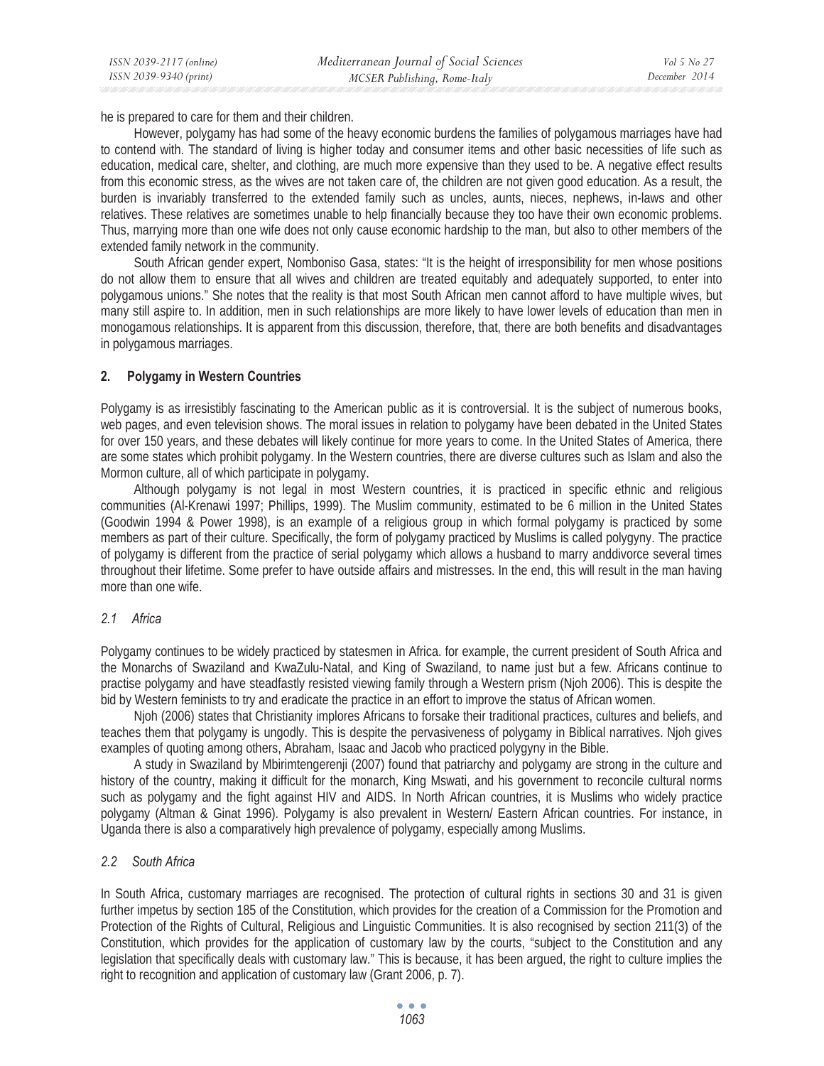he is prepared to care for them and their children.

However, polygamy has had some of the heavy economic burdens the families of polygamous marriages have had to contend with. The standard of living is higher today and consumer items and other basic necessities of life such as education, medical care, shelter, and clothing, are much more expensive than they used to be. A negative effect results from this economic stress, as the wives are not taken care of, the children are not given good education. As a result, the burden is invariably transferred to the extended family such as uncles, aunts, nieces, nephews, in-laws and other relatives. These relatives are sometimes unable to help financially because they too have their own economic problems. Thus, marrying more than one wife does not only cause economic hardship to the man, but also to other members of the extended family network in the community.

South African gender expert, Nomboniso Gasa, states: "It is the height of irresponsibility for men whose positions do not allow them to ensure that all wives and children are treated equitably and adequately supported, to enter into polygamous unions." She notes that the reality is that most South African men cannot afford to have multiple wives, but many still aspire to. In addition, men in such relationships are more likely to have lower levels of education than men in monogamous relationships. It is apparent from this discussion, therefore, that, there are both benefits and disadvantages in polygamous marriages.

## 2. Polygamy in Western Countries

Polygamy is as irresistibly fascinating to the American public as it is controversial. It is the subject of numerous books, web pages, and even television shows. The moral issues in relation to polygamy have been debated in the United States for over 150 years, and these debates will likely continue for more years to come. In the United States of America, there are some states which prohibit polygamy. In the Western countries, there are diverse cultures such as Islam and also the Mormon culture, all of which participate in polygamy.

Although polygamy is not legal in most Western countries, it is practiced in specific ethnic and religious communities (Al-Krenawi 1997; Phillips, 1999). The Muslim community, estimated to be 6 million in the United States (Goodwin 1994 & Power 1998), is an example of a religious group in which formal polygamy is practiced by some members as part of their culture. Specifically, the form of polygamy practiced by Muslims is called polygyny. The practice of polygamy is different from the practice of serial polygamy which allows a husband to marry anddivorce several times throughout their lifetime. Some prefer to have outside affairs and mistresses. In the end, this will result in the man having more than one wife.

### *2.1 Africa*

Polygamy continues to be widely practiced by statesmen in Africa. for example, the current president of South Africa and the Monarchs of Swaziland and KwaZulu-Natal, and King of Swaziland, to name just but a few. Africans continue to practise polygamy and have steadfastly resisted viewing family through a Western prism (Njoh 2006). This is despite the bid by Western feminists to try and eradicate the practice in an effort to improve the status of African women.

Njoh (2006) states that Christianity implores Africans to forsake their traditional practices, cultures and beliefs, and teaches them that polygamy is ungodly. This is despite the pervasiveness of polygamy in Biblical narratives. Njoh gives examples of quoting among others, Abraham, Isaac and Jacob who practiced polygyny in the Bible.

A study in Swaziland by Mbirimtengerenji (2007) found that patriarchy and polygamy are strong in the culture and history of the country, making it difficult for the monarch, King Mswati, and his government to reconcile cultural norms such as polygamy and the fight against HIV and AIDS. In North African countries, it is Muslims who widely practice polygamy (Altman & Ginat 1996). Polygamy is also prevalent in Western/ Eastern African countries. For instance, in Uganda there is also a comparatively high prevalence of polygamy, especially among Muslims.

### *2.2 South Africa*

In South Africa, customary marriages are recognised. The protection of cultural rights in sections 30 and 31 is given further impetus by section 185 of the Constitution, which provides for the creation of a Commission for the Promotion and Protection of the Rights of Cultural, Religious and Linguistic Communities. It is also recognised by section 211(3) of the Constitution, which provides for the application of customary law by the courts, "subject to the Constitution and any legislation that specifically deals with customary law." This is because, it has been argued, the right to culture implies the right to recognition and application of customary law (Grant 2006, p. 7).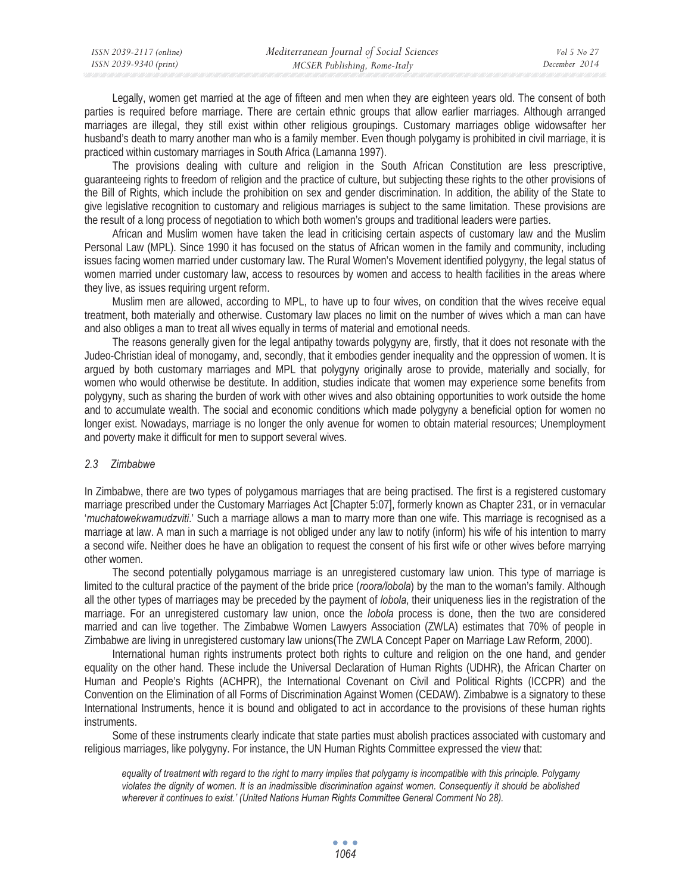Legally, women get married at the age of fifteen and men when they are eighteen years old. The consent of both parties is required before marriage. There are certain ethnic groups that allow earlier marriages. Although arranged marriages are illegal, they still exist within other religious groupings. Customary marriages oblige widowsafter her husband's death to marry another man who is a family member. Even though polygamy is prohibited in civil marriage, it is practiced within customary marriages in South Africa (Lamanna 1997).

The provisions dealing with culture and religion in the South African Constitution are less prescriptive, guaranteeing rights to freedom of religion and the practice of culture, but subjecting these rights to the other provisions of the Bill of Rights, which include the prohibition on sex and gender discrimination. In addition, the ability of the State to give legislative recognition to customary and religious marriages is subject to the same limitation. These provisions are the result of a long process of negotiation to which both women's groups and traditional leaders were parties.

African and Muslim women have taken the lead in criticising certain aspects of customary law and the Muslim Personal Law (MPL). Since 1990 it has focused on the status of African women in the family and community, including issues facing women married under customary law. The Rural Women's Movement identified polygyny, the legal status of women married under customary law, access to resources by women and access to health facilities in the areas where they live, as issues requiring urgent reform.

Muslim men are allowed, according to MPL, to have up to four wives, on condition that the wives receive equal treatment, both materially and otherwise. Customary law places no limit on the number of wives which a man can have and also obliges a man to treat all wives equally in terms of material and emotional needs.

The reasons generally given for the legal antipathy towards polygyny are, firstly, that it does not resonate with the Judeo-Christian ideal of monogamy, and, secondly, that it embodies gender inequality and the oppression of women. It is argued by both customary marriages and MPL that polygyny originally arose to provide, materially and socially, for women who would otherwise be destitute. In addition, studies indicate that women may experience some benefits from polygyny, such as sharing the burden of work with other wives and also obtaining opportunities to work outside the home and to accumulate wealth. The social and economic conditions which made polygyny a beneficial option for women no longer exist. Nowadays, marriage is no longer the only avenue for women to obtain material resources; Unemployment and poverty make it difficult for men to support several wives.

### *2.3 Zimbabwe*

In Zimbabwe, there are two types of polygamous marriages that are being practised. The first is a registered customary marriage prescribed under the Customary Marriages Act [Chapter 5:07], formerly known as Chapter 231, or in vernacular '*muchatowekwamudzviti*.' Such a marriage allows a man to marry more than one wife. This marriage is recognised as a marriage at law. A man in such a marriage is not obliged under any law to notify (inform) his wife of his intention to marry a second wife. Neither does he have an obligation to request the consent of his first wife or other wives before marrying other women.

The second potentially polygamous marriage is an unregistered customary law union. This type of marriage is limited to the cultural practice of the payment of the bride price (*roora/lobola*) by the man to the woman's family. Although all the other types of marriages may be preceded by the payment of *lobola*, their uniqueness lies in the registration of the marriage. For an unregistered customary law union, once the *lobola* process is done, then the two are considered married and can live together. The Zimbabwe Women Lawyers Association (ZWLA) estimates that 70% of people in Zimbabwe are living in unregistered customary law unions(The ZWLA Concept Paper on Marriage Law Reform, 2000).

International human rights instruments protect both rights to culture and religion on the one hand, and gender equality on the other hand. These include the Universal Declaration of Human Rights (UDHR), the African Charter on Human and People's Rights (ACHPR), the International Covenant on Civil and Political Rights (ICCPR) and the Convention on the Elimination of all Forms of Discrimination Against Women (CEDAW). Zimbabwe is a signatory to these International Instruments, hence it is bound and obligated to act in accordance to the provisions of these human rights instruments.

Some of these instruments clearly indicate that state parties must abolish practices associated with customary and religious marriages, like polygyny. For instance, the UN Human Rights Committee expressed the view that:

> *equality of treatment with regard to the right to marry implies that polygamy is incompatible with this principle. Polygamy violates the dignity of women. It is an inadmissible discrimination against women. Consequently it should be abolished wherever it continues to exist.' (United Nations Human Rights Committee General Comment No 28).*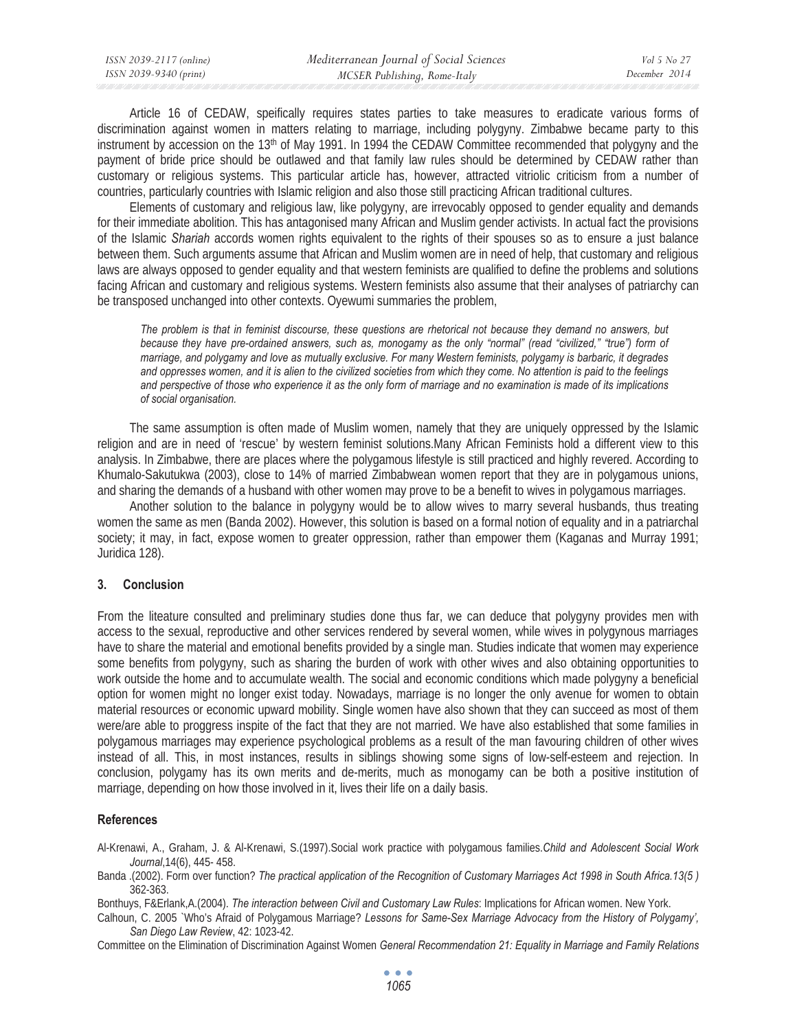Article 16 of CEDAW, speifically requires states parties to take measures to eradicate various forms of discrimination against women in matters relating to marriage, including polygyny. Zimbabwe became party to this instrument by accession on the 13th of May 1991. In 1994 the CEDAW Committee recommended that polygyny and the payment of bride price should be outlawed and that family law rules should be determined by CEDAW rather than customary or religious systems. This particular article has, however, attracted vitriolic criticism from a number of countries, particularly countries with Islamic religion and also those still practicing African traditional cultures.

Elements of customary and religious law, like polygyny, are irrevocably opposed to gender equality and demands for their immediate abolition. This has antagonised many African and Muslim gender activists. In actual fact the provisions of the Islamic *Shariah* accords women rights equivalent to the rights of their spouses so as to ensure a just balance between them. Such arguments assume that African and Muslim women are in need of help, that customary and religious laws are always opposed to gender equality and that western feminists are qualified to define the problems and solutions facing African and customary and religious systems. Western feminists also assume that their analyses of patriarchy can be transposed unchanged into other contexts. Oyewumi summaries the problem,

> *The problem is that in feminist discourse, these questions are rhetorical not because they demand no answers, but because they have pre-ordained answers, such as, monogamy as the only "normal" (read "civilized," "true") form of marriage, and polygamy and love as mutually exclusive. For many Western feminists, polygamy is barbaric, it degrades and oppresses women, and it is alien to the civilized societies from which they come. No attention is paid to the feelings and perspective of those who experience it as the only form of marriage and no examination is made of its implications of social organisation.*

The same assumption is often made of Muslim women, namely that they are uniquely oppressed by the Islamic religion and are in need of 'rescue' by western feminist solutions.Many African Feminists hold a different view to this analysis. In Zimbabwe, there are places where the polygamous lifestyle is still practiced and highly revered. According to Khumalo-Sakutukwa (2003), close to 14% of married Zimbabwean women report that they are in polygamous unions, and sharing the demands of a husband with other women may prove to be a benefit to wives in polygamous marriages.

Another solution to the balance in polygyny would be to allow wives to marry several husbands, thus treating women the same as men (Banda 2002). However, this solution is based on a formal notion of equality and in a patriarchal society; it may, in fact, expose women to greater oppression, rather than empower them (Kaganas and Murray 1991; Juridica 128).

## 3. Conclusion

From the liteature consulted and preliminary studies done thus far, we can deduce that polygyny provides men with access to the sexual, reproductive and other services rendered by several women, while wives in polygynous marriages have to share the material and emotional benefits provided by a single man. Studies indicate that women may experience some benefits from polygyny, such as sharing the burden of work with other wives and also obtaining opportunities to work outside the home and to accumulate wealth. The social and economic conditions which made polygyny a beneficial option for women might no longer exist today. Nowadays, marriage is no longer the only avenue for women to obtain material resources or economic upward mobility. Single women have also shown that they can succeed as most of them were/are able to proggress inspite of the fact that they are not married. We have also established that some families in polygamous marriages may experience psychological problems as a result of the man favouring children of other wives instead of all. This, in most instances, results in siblings showing some signs of low-self-esteem and rejection. In conclusion, polygamy has its own merits and de-merits, much as monogamy can be both a positive institution of marriage, depending on how those involved in it, lives their life on a daily basis.

## References

Al-Krenawi, A., Graham, J. & Al-Krenawi, S.(1997).Social work practice with polygamous families.*Child and Adolescent Social Work Journal*,14(6), 445- 458.

Banda .(2002). Form over function? *The practical application of the Recognition of Customary Marriages Act 1998 in South Africa.13(5 )* 362-363.

Bonthuys, F&Erlank,A.(2004). *The interaction between Civil and Customary Law Rules*: Implications for African women. New York.

Calhoun, C. 2005 `Who's Afraid of Polygamous Marriage? *Lessons for Same-Sex Marriage Advocacy from the History of Polygamy', San Diego Law Review*, 42: 1023-42.

Committee on the Elimination of Discrimination Against Women *General Recommendation 21: Equality in Marriage and Family Relations*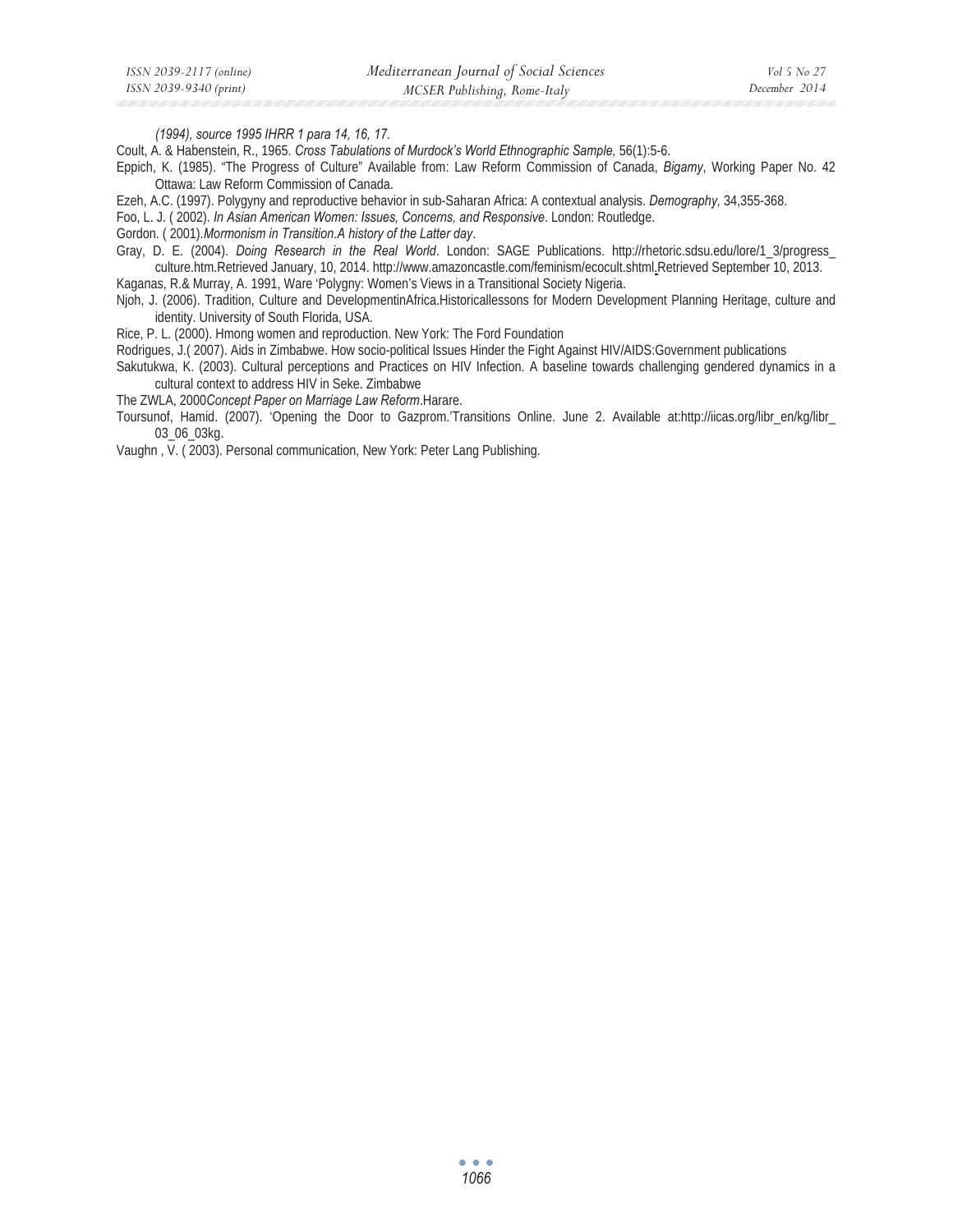*(1994), source 1995 IHRR 1 para 14, 16, 17.*

Coult, A. & Habenstein, R., 1965. *Cross Tabulations of Murdock's World Ethnographic Sample,* 56(1):5-6.

Eppich, K. (1985). "The Progress of Culture" Available from: Law Reform Commission of Canada, *Bigamy*, Working Paper No. 42 Ottawa: Law Reform Commission of Canada.

Ezeh, A.C. (1997). Polygyny and reproductive behavior in sub-Saharan Africa: A contextual analysis. *Demography,* 34,355-368.

Foo, L. J. ( 2002). *In Asian American Women: Issues, Concerns, and Responsive*. London: Routledge.

Gordon. ( 2001).*Mormonism in Transition.A history of the Latter day*.

Gray, D. E. (2004). *Doing Research in the Real World*. London: SAGE Publications. http://rhetoric.sdsu.edu/lore/1_3/progress_culture.htm.Retrieved January, 10, 2014. http://www.amazoncastle.com/feminism/ecocult.shtml Retrieved September 10, 2013.

Kaganas, R.& Murray, A. 1991, Ware 'Polygny: Women's Views in a Transitional Society Nigeria.

Njoh, J. (2006). Tradition, Culture and DevelopmentinAfrica.Historicallessons for Modern Development Planning Heritage, culture and identity. University of South Florida, USA.

Rice, P. L. (2000). Hmong women and reproduction. New York: The Ford Foundation

Rodrigues, J.( 2007). Aids in Zimbabwe. How socio-political Issues Hinder the Fight Against HIV/AIDS:Government publications

Sakutukwa, K. (2003). Cultural perceptions and Practices on HIV Infection. A baseline towards challenging gendered dynamics in a cultural context to address HIV in Seke. Zimbabwe

The ZWLA, 2000*Concept Paper on Marriage Law Reform*.Harare.

Toursunof, Hamid. (2007). 'Opening the Door to Gazprom.'Transitions Online. June 2. Available at:http://iicas.org/libr_en/kg/libr_03_06_03kg.

Vaughn , V. ( 2003). Personal communication, New York: Peter Lang Publishing.